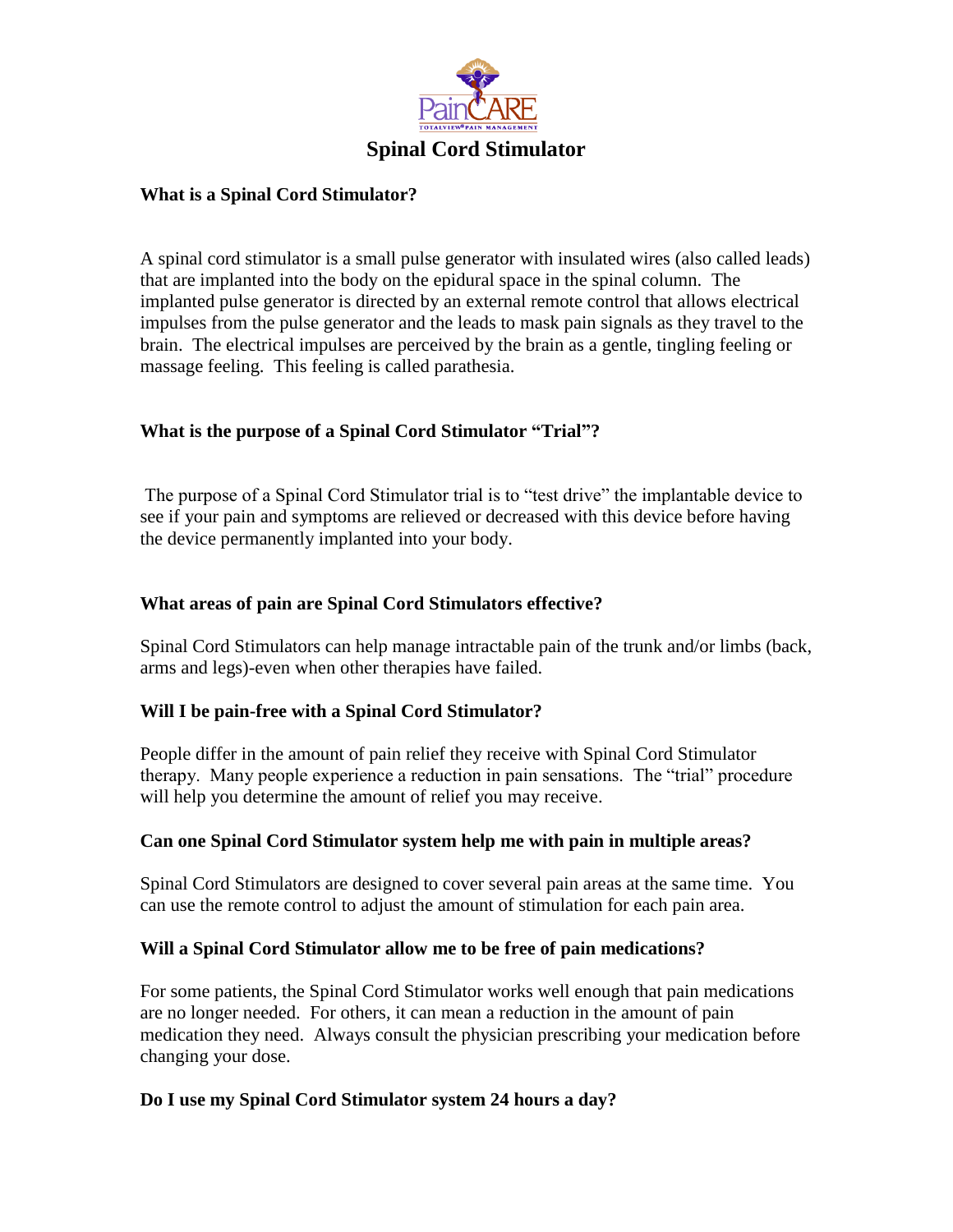PainCARE

TOTALVIEW® PAIN MANAGEMENT

# Spinal Cord Stimulator

### What is a Spinal Cord Stimulator?

A spinal cord stimulator is a small pulse generator with insulated wires (also called leads) that are implanted into the body on the epidural space in the spinal column. The implanted pulse generator is directed by an external remote control that allows electrical impulses from the pulse generator and the leads to mask pain signals as they travel to the brain. The electrical impulses are perceived by the brain as a gentle, tingling feeling or massage feeling. This feeling is called parathesia.

### What is the purpose of a Spinal Cord Stimulator "Trial"?

The purpose of a Spinal Cord Stimulator trial is to "test drive" the implantable device to see if your pain and symptoms are relieved or decreased with this device before having the device permanently implanted into your body.

### What areas of pain are Spinal Cord Stimulators effective?

Spinal Cord Stimulators can help manage intractable pain of the trunk and/or limbs (back, arms and legs)-even when other therapies have failed.

### Will I be pain-free with a Spinal Cord Stimulator?

People differ in the amount of pain relief they receive with Spinal Cord Stimulator therapy. Many people experience a reduction in pain sensations. The "trial" procedure will help you determine the amount of relief you may receive.

### Can one Spinal Cord Stimulator system help me with pain in multiple areas?

Spinal Cord Stimulators are designed to cover several pain areas at the same time. You can use the remote control to adjust the amount of stimulation for each pain area.

### Will a Spinal Cord Stimulator allow me to be free of pain medications?

For some patients, the Spinal Cord Stimulator works well enough that pain medications are no longer needed. For others, it can mean a reduction in the amount of pain medication they need. Always consult the physician prescribing your medication before changing your dose.

### Do I use my Spinal Cord Stimulator system 24 hours a day?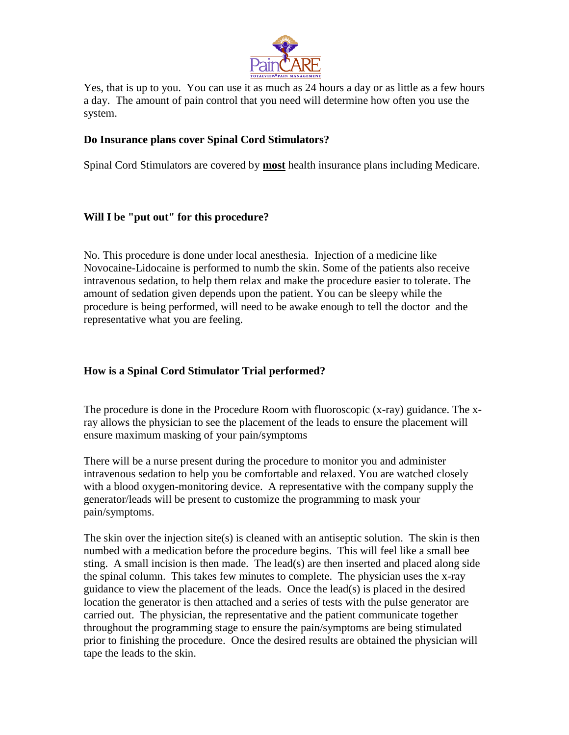Yes, that is up to you. You can use it as much as 24 hours a day or as little as a few hours a day. The amount of pain control that you need will determine how often you use the system.

**Do Insurance plans cover Spinal Cord Stimulators?**

Spinal Cord Stimulators are covered by **most** health insurance plans including Medicare.

**Will I be "put out" for this procedure?**

No. This procedure is done under local anesthesia. Injection of a medicine like Novocaine-Lidocaine is performed to numb the skin. Some of the patients also receive intravenous sedation, to help them relax and make the procedure easier to tolerate. The amount of sedation given depends upon the patient. You can be sleepy while the procedure is being performed, will need to be awake enough to tell the doctor and the representative what you are feeling.

**How is a Spinal Cord Stimulator Trial performed?**

The procedure is done in the Procedure Room with fluoroscopic (x-ray) guidance. The x-ray allows the physician to see the placement of the leads to ensure the placement will ensure maximum masking of your pain/symptoms

There will be a nurse present during the procedure to monitor you and administer intravenous sedation to help you be comfortable and relaxed. You are watched closely with a blood oxygen-monitoring device. A representative with the company supply the generator/leads will be present to customize the programming to mask your pain/symptoms.

The skin over the injection site(s) is cleaned with an antiseptic solution. The skin is then numbed with a medication before the procedure begins. This will feel like a small bee sting. A small incision is then made. The lead(s) are then inserted and placed along side the spinal column. This takes few minutes to complete. The physician uses the x-ray guidance to view the placement of the leads. Once the lead(s) is placed in the desired location the generator is then attached and a series of tests with the pulse generator are carried out. The physician, the representative and the patient communicate together throughout the programming stage to ensure the pain/symptoms are being stimulated prior to finishing the procedure. Once the desired results are obtained the physician will tape the leads to the skin.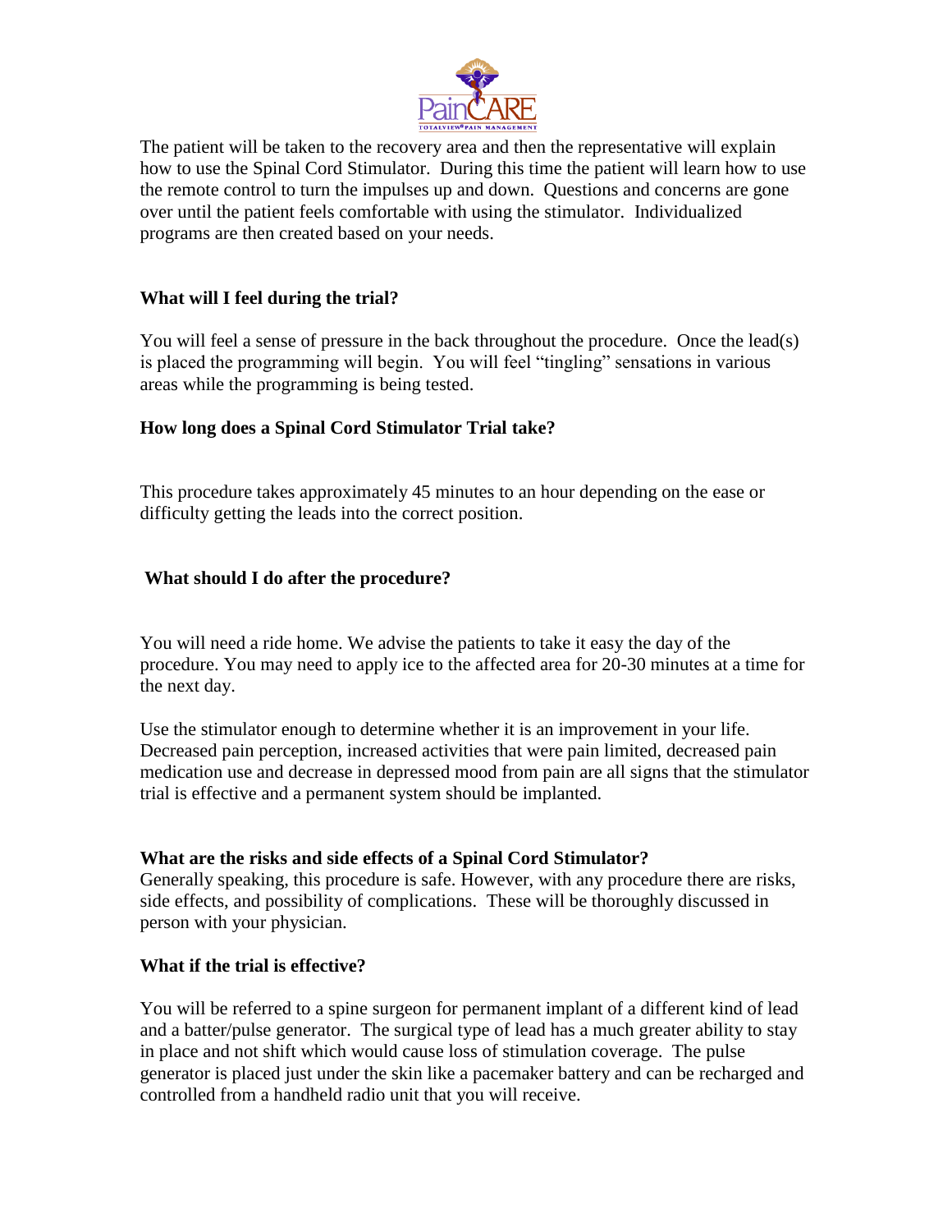The patient will be taken to the recovery area and then the representative will explain how to use the Spinal Cord Stimulator. During this time the patient will learn how to use the remote control to turn the impulses up and down. Questions and concerns are gone over until the patient feels comfortable with using the stimulator. Individualized programs are then created based on your needs.

**What will I feel during the trial?**

You will feel a sense of pressure in the back throughout the procedure. Once the lead(s) is placed the programming will begin. You will feel "tingling" sensations in various areas while the programming is being tested.

**How long does a Spinal Cord Stimulator Trial take?**

This procedure takes approximately 45 minutes to an hour depending on the ease or difficulty getting the leads into the correct position.

**What should I do after the procedure?**

You will need a ride home. We advise the patients to take it easy the day of the procedure. You may need to apply ice to the affected area for 20-30 minutes at a time for the next day.

Use the stimulator enough to determine whether it is an improvement in your life. Decreased pain perception, increased activities that were pain limited, decreased pain medication use and decrease in depressed mood from pain are all signs that the stimulator trial is effective and a permanent system should be implanted.

**What are the risks and side effects of a Spinal Cord Stimulator?**

Generally speaking, this procedure is safe. However, with any procedure there are risks, side effects, and possibility of complications. These will be thoroughly discussed in person with your physician.

**What if the trial is effective?**

You will be referred to a spine surgeon for permanent implant of a different kind of lead and a batter/pulse generator. The surgical type of lead has a much greater ability to stay in place and not shift which would cause loss of stimulation coverage. The pulse generator is placed just under the skin like a pacemaker battery and can be recharged and controlled from a handheld radio unit that you will receive.